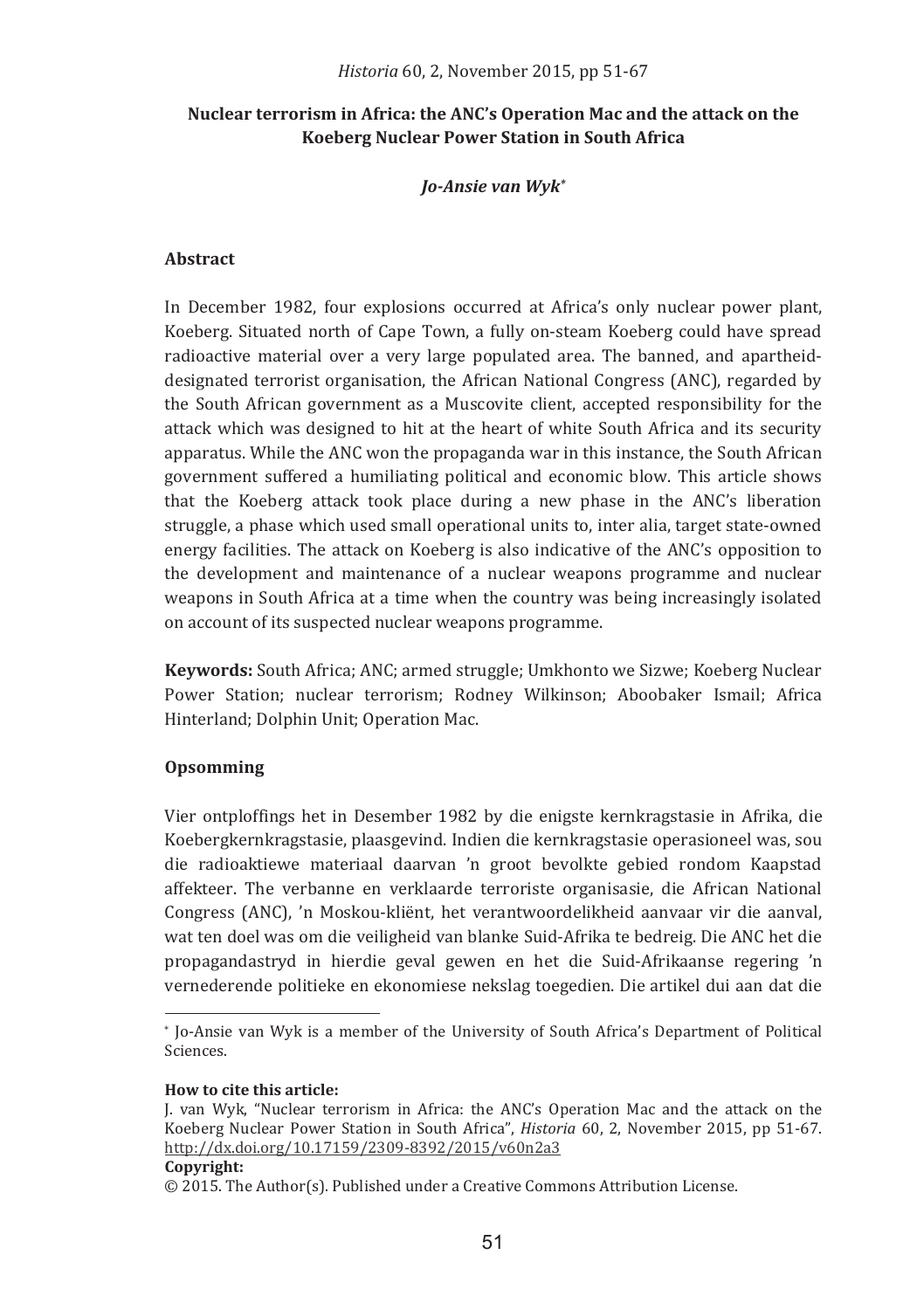# Nuclear terrorism in Africa: the ANC's Operation Mac and the attack on the Koeberg Nuclear Power Station in South Africa

***Jo-Ansie van Wyk****

## Abstract

In December 1982, four explosions occurred at Africa's only nuclear power plant, Koeberg. Situated north of Cape Town, a fully on-steam Koeberg could have spread radioactive material over a very large populated area. The banned, and apartheid-designated terrorist organisation, the African National Congress (ANC), regarded by the South African government as a Muscovite client, accepted responsibility for the attack which was designed to hit at the heart of white South Africa and its security apparatus. While the ANC won the propaganda war in this instance, the South African government suffered a humiliating political and economic blow. This article shows that the Koeberg attack took place during a new phase in the ANC's liberation struggle, a phase which used small operational units to, inter alia, target state-owned energy facilities. The attack on Koeberg is also indicative of the ANC's opposition to the development and maintenance of a nuclear weapons programme and nuclear weapons in South Africa at a time when the country was being increasingly isolated on account of its suspected nuclear weapons programme.

**Keywords:** South Africa; ANC; armed struggle; Umkhonto we Sizwe; Koeberg Nuclear Power Station; nuclear terrorism; Rodney Wilkinson; Aboobaker Ismail; Africa Hinterland; Dolphin Unit; Operation Mac.

## Opsomming

Vier ontploffings het in Desember 1982 by die enigste kernkragstasie in Afrika, die Koebergkernkragstasie, plaasgevind. Indien die kernkragstasie operasioneel was, sou die radioaktiewe materiaal daarvan 'n groot bevolkte gebied rondom Kaapstad affekteer. The verbanne en verklaarde terroriste organisasie, die African National Congress (ANC), 'n Moskou-kliënt, het verantwoordelikheid aanvaar vir die aanval, wat ten doel was om die veiligheid van blanke Suid-Afrika te bedreig. Die ANC het die propagandastryd in hierdie geval gewen en het die Suid-Afrikaanse regering 'n vernederende politieke en ekonomiese nekslag toegedien. Die artikel dui aan dat die

---

* Jo-Ansie van Wyk is a member of the University of South Africa's Department of Political Sciences.

**How to cite this article:**

J. van Wyk, "Nuclear terrorism in Africa: the ANC's Operation Mac and the attack on the Koeberg Nuclear Power Station in South Africa", *Historia* 60, 2, November 2015, pp 51-67. http://dx.doi.org/10.17159/2309-8392/2015/v60n2a3

**Copyright:**

© 2015. The Author(s). Published under a Creative Commons Attribution License.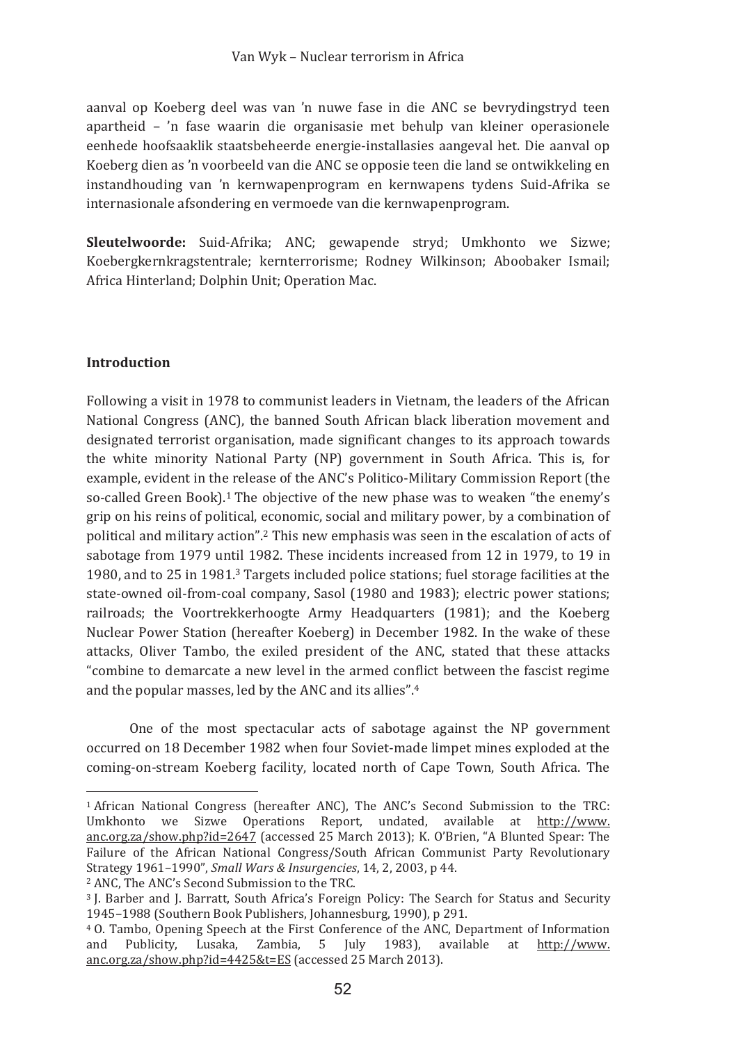aanval op Koeberg deel was van 'n nuwe fase in die ANC se bevrydingstryd teen apartheid – 'n fase waarin die organisasie met behulp van kleiner operasionele eenhede hoofsaaklik staatsbeheerde energie-installasies aangeval het. Die aanval op Koeberg dien as 'n voorbeeld van die ANC se opposie teen die land se ontwikkeling en instandhouding van 'n kernwapenprogram en kernwapens tydens Suid-Afrika se internasionale afsondering en vermoede van die kernwapenprogram.

**Sleutelwoorde:** Suid-Afrika; ANC; gewapende stryd; Umkhonto we Sizwe; Koebergkernkragstentrale; kernterrorisme; Rodney Wilkinson; Aboobaker Ismail; Africa Hinterland; Dolphin Unit; Operation Mac.

## Introduction

Following a visit in 1978 to communist leaders in Vietnam, the leaders of the African National Congress (ANC), the banned South African black liberation movement and designated terrorist organisation, made significant changes to its approach towards the white minority National Party (NP) government in South Africa. This is, for example, evident in the release of the ANC's Politico-Military Commission Report (the so-called Green Book).[1] The objective of the new phase was to weaken "the enemy's grip on his reins of political, economic, social and military power, by a combination of political and military action".[2] This new emphasis was seen in the escalation of acts of sabotage from 1979 until 1982. These incidents increased from 12 in 1979, to 19 in 1980, and to 25 in 1981.[3] Targets included police stations; fuel storage facilities at the state-owned oil-from-coal company, Sasol (1980 and 1983); electric power stations; railroads; the Voortrekkerhoogte Army Headquarters (1981); and the Koeberg Nuclear Power Station (hereafter Koeberg) in December 1982. In the wake of these attacks, Oliver Tambo, the exiled president of the ANC, stated that these attacks "combine to demarcate a new level in the armed conflict between the fascist regime and the popular masses, led by the ANC and its allies".[4]

One of the most spectacular acts of sabotage against the NP government occurred on 18 December 1982 when four Soviet-made limpet mines exploded at the coming-on-stream Koeberg facility, located north of Cape Town, South Africa. The

---

[1] African National Congress (hereafter ANC), The ANC's Second Submission to the TRC: Umkhonto we Sizwe Operations Report, undated, available at http://www.anc.org.za/show.php?id=2647 (accessed 25 March 2013); K. O'Brien, "A Blunted Spear: The Failure of the African National Congress/South African Communist Party Revolutionary Strategy 1961–1990", *Small Wars & Insurgencies*, 14, 2, 2003, p 44.

[2] ANC, The ANC's Second Submission to the TRC.

[3] J. Barber and J. Barratt, South Africa's Foreign Policy: The Search for Status and Security 1945–1988 (Southern Book Publishers, Johannesburg, 1990), p 291.

[4] O. Tambo, Opening Speech at the First Conference of the ANC, Department of Information and Publicity, Lusaka, Zambia, 5 July 1983), available at http://www.anc.org.za/show.php?id=4425&t=ES (accessed 25 March 2013).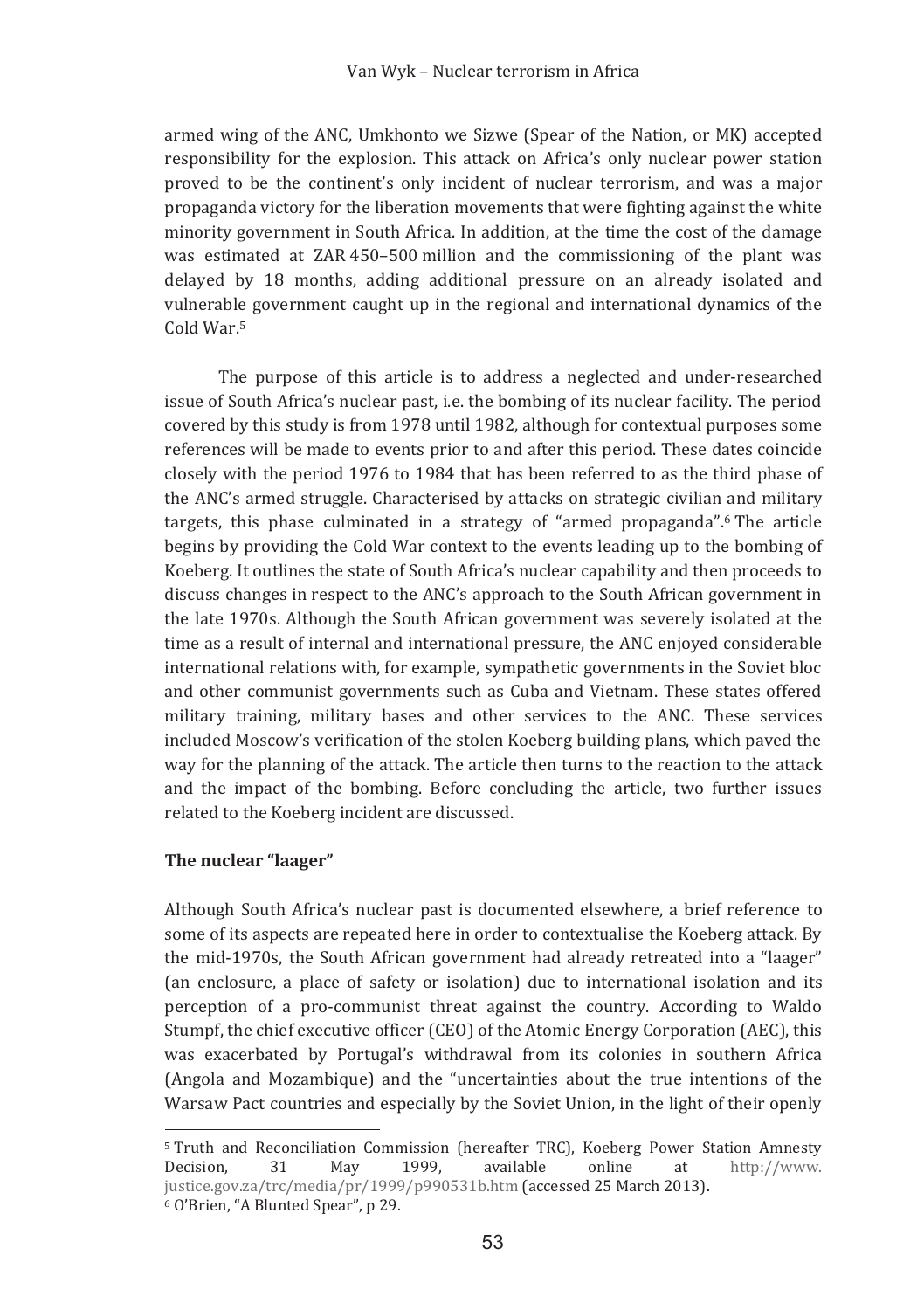armed wing of the ANC, Umkhonto we Sizwe (Spear of the Nation, or MK) accepted responsibility for the explosion. This attack on Africa's only nuclear power station proved to be the continent's only incident of nuclear terrorism, and was a major propaganda victory for the liberation movements that were fighting against the white minority government in South Africa. In addition, at the time the cost of the damage was estimated at ZAR 450–500 million and the commissioning of the plant was delayed by 18 months, adding additional pressure on an already isolated and vulnerable government caught up in the regional and international dynamics of the Cold War.[5]

The purpose of this article is to address a neglected and under-researched issue of South Africa's nuclear past, i.e. the bombing of its nuclear facility. The period covered by this study is from 1978 until 1982, although for contextual purposes some references will be made to events prior to and after this period. These dates coincide closely with the period 1976 to 1984 that has been referred to as the third phase of the ANC's armed struggle. Characterised by attacks on strategic civilian and military targets, this phase culminated in a strategy of "armed propaganda".[6] The article begins by providing the Cold War context to the events leading up to the bombing of Koeberg. It outlines the state of South Africa's nuclear capability and then proceeds to discuss changes in respect to the ANC's approach to the South African government in the late 1970s. Although the South African government was severely isolated at the time as a result of internal and international pressure, the ANC enjoyed considerable international relations with, for example, sympathetic governments in the Soviet bloc and other communist governments such as Cuba and Vietnam. These states offered military training, military bases and other services to the ANC. These services included Moscow's verification of the stolen Koeberg building plans, which paved the way for the planning of the attack. The article then turns to the reaction to the attack and the impact of the bombing. Before concluding the article, two further issues related to the Koeberg incident are discussed.

**The nuclear "laager"**

Although South Africa's nuclear past is documented elsewhere, a brief reference to some of its aspects are repeated here in order to contextualise the Koeberg attack. By the mid-1970s, the South African government had already retreated into a "laager" (an enclosure, a place of safety or isolation) due to international isolation and its perception of a pro-communist threat against the country. According to Waldo Stumpf, the chief executive officer (CEO) of the Atomic Energy Corporation (AEC), this was exacerbated by Portugal's withdrawal from its colonies in southern Africa (Angola and Mozambique) and the "uncertainties about the true intentions of the Warsaw Pact countries and especially by the Soviet Union, in the light of their openly

---

[5] Truth and Reconciliation Commission (hereafter TRC), Koeberg Power Station Amnesty Decision, 31 May 1999, available online at http://www.justice.gov.za/trc/media/pr/1999/p990531b.htm (accessed 25 March 2013).

[6] O'Brien, "A Blunted Spear", p 29.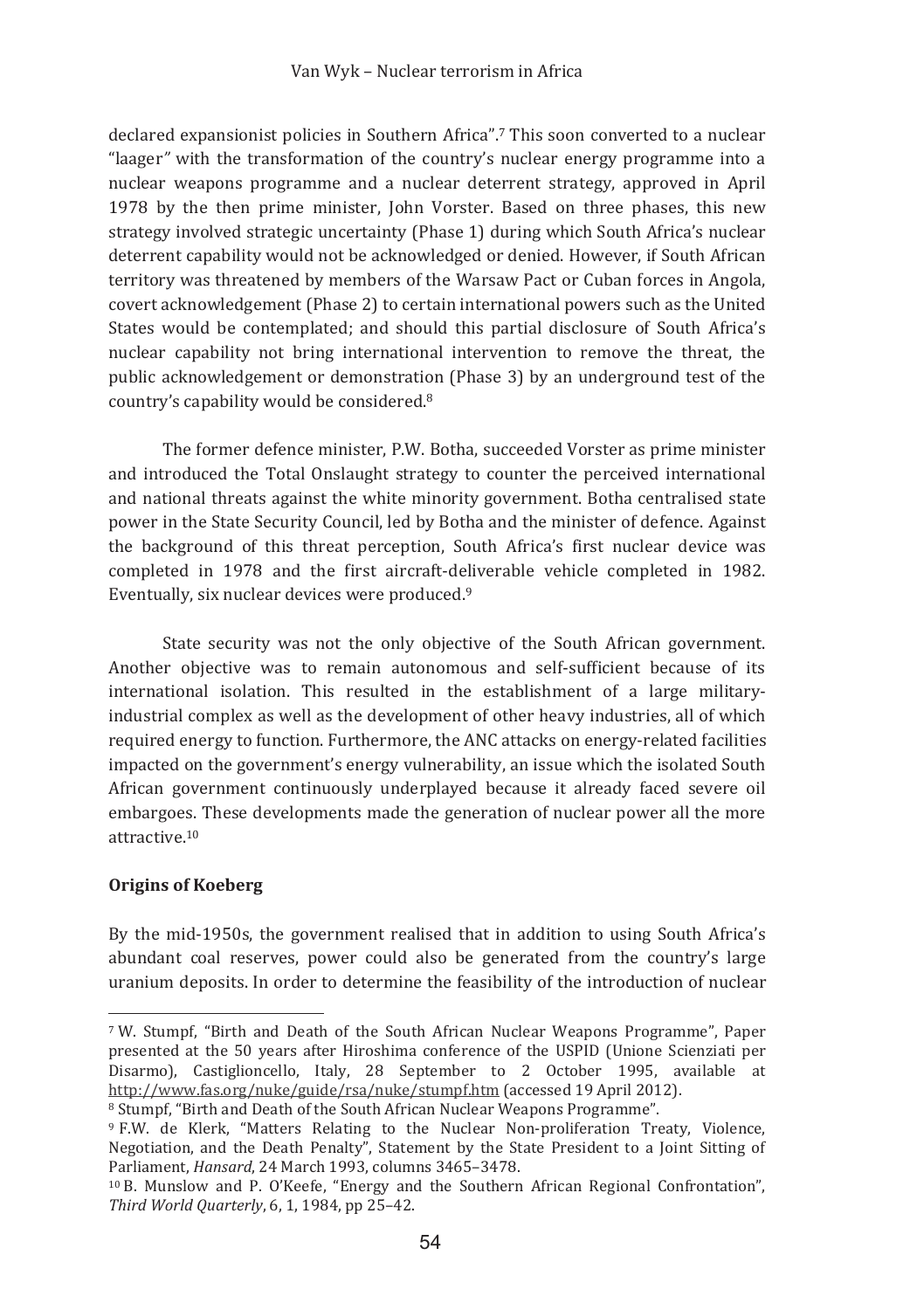declared expansionist policies in Southern Africa".[7] This soon converted to a nuclear "laager" with the transformation of the country's nuclear energy programme into a nuclear weapons programme and a nuclear deterrent strategy, approved in April 1978 by the then prime minister, John Vorster. Based on three phases, this new strategy involved strategic uncertainty (Phase 1) during which South Africa's nuclear deterrent capability would not be acknowledged or denied. However, if South African territory was threatened by members of the Warsaw Pact or Cuban forces in Angola, covert acknowledgement (Phase 2) to certain international powers such as the United States would be contemplated; and should this partial disclosure of South Africa's nuclear capability not bring international intervention to remove the threat, the public acknowledgement or demonstration (Phase 3) by an underground test of the country's capability would be considered.[8]

The former defence minister, P.W. Botha, succeeded Vorster as prime minister and introduced the Total Onslaught strategy to counter the perceived international and national threats against the white minority government. Botha centralised state power in the State Security Council, led by Botha and the minister of defence. Against the background of this threat perception, South Africa's first nuclear device was completed in 1978 and the first aircraft-deliverable vehicle completed in 1982. Eventually, six nuclear devices were produced.[9]

State security was not the only objective of the South African government. Another objective was to remain autonomous and self-sufficient because of its international isolation. This resulted in the establishment of a large military-industrial complex as well as the development of other heavy industries, all of which required energy to function. Furthermore, the ANC attacks on energy-related facilities impacted on the government's energy vulnerability, an issue which the isolated South African government continuously underplayed because it already faced severe oil embargoes. These developments made the generation of nuclear power all the more attractive.[10]

**Origins of Koeberg**

By the mid-1950s, the government realised that in addition to using South Africa's abundant coal reserves, power could also be generated from the country's large uranium deposits. In order to determine the feasibility of the introduction of nuclear

---

[7] W. Stumpf, "Birth and Death of the South African Nuclear Weapons Programme", Paper presented at the 50 years after Hiroshima conference of the USPID (Unione Scienziati per Disarmo), Castiglioncello, Italy, 28 September to 2 October 1995, available at http://www.fas.org/nuke/guide/rsa/nuke/stumpf.htm (accessed 19 April 2012).

[8] Stumpf, "Birth and Death of the South African Nuclear Weapons Programme".

[9] F.W. de Klerk, "Matters Relating to the Nuclear Non-proliferation Treaty, Violence, Negotiation, and the Death Penalty", Statement by the State President to a Joint Sitting of Parliament, *Hansard*, 24 March 1993, columns 3465–3478.

[10] B. Munslow and P. O'Keefe, "Energy and the Southern African Regional Confrontation", *Third World Quarterly*, 6, 1, 1984, pp 25–42.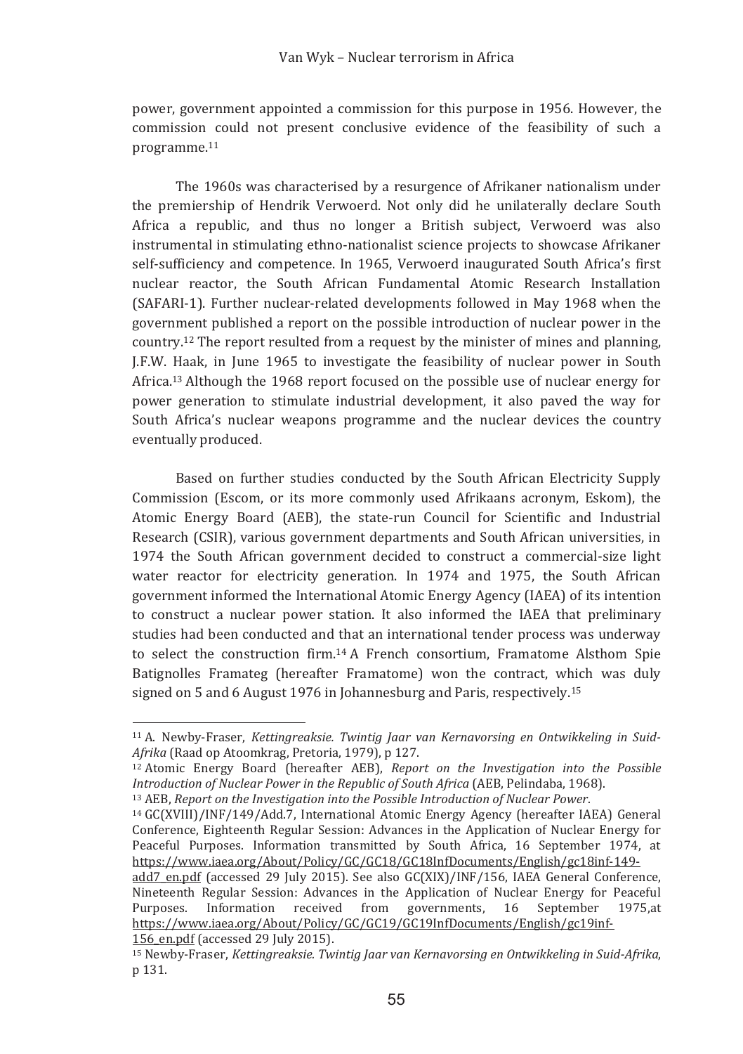power, government appointed a commission for this purpose in 1956. However, the commission could not present conclusive evidence of the feasibility of such a programme.[11]

The 1960s was characterised by a resurgence of Afrikaner nationalism under the premiership of Hendrik Verwoerd. Not only did he unilaterally declare South Africa a republic, and thus no longer a British subject, Verwoerd was also instrumental in stimulating ethno-nationalist science projects to showcase Afrikaner self-sufficiency and competence. In 1965, Verwoerd inaugurated South Africa's first nuclear reactor, the South African Fundamental Atomic Research Installation (SAFARI-1). Further nuclear-related developments followed in May 1968 when the government published a report on the possible introduction of nuclear power in the country.[12] The report resulted from a request by the minister of mines and planning, J.F.W. Haak, in June 1965 to investigate the feasibility of nuclear power in South Africa.[13] Although the 1968 report focused on the possible use of nuclear energy for power generation to stimulate industrial development, it also paved the way for South Africa's nuclear weapons programme and the nuclear devices the country eventually produced.

Based on further studies conducted by the South African Electricity Supply Commission (Escom, or its more commonly used Afrikaans acronym, Eskom), the Atomic Energy Board (AEB), the state-run Council for Scientific and Industrial Research (CSIR), various government departments and South African universities, in 1974 the South African government decided to construct a commercial-size light water reactor for electricity generation. In 1974 and 1975, the South African government informed the International Atomic Energy Agency (IAEA) of its intention to construct a nuclear power station. It also informed the IAEA that preliminary studies had been conducted and that an international tender process was underway to select the construction firm.[14] A French consortium, Framatome Alsthom Spie Batignolles Framateg (hereafter Framatome) won the contract, which was duly signed on 5 and 6 August 1976 in Johannesburg and Paris, respectively.[15]

---

[11] A. Newby-Fraser, *Kettingreaksie. Twintig Jaar van Kernavorsing en Ontwikkeling in Suid-Afrika* (Raad op Atoomkrag, Pretoria, 1979), p 127.

[12] Atomic Energy Board (hereafter AEB), *Report on the Investigation into the Possible Introduction of Nuclear Power in the Republic of South Africa* (AEB, Pelindaba, 1968).

[13] AEB, *Report on the Investigation into the Possible Introduction of Nuclear Power*.

[14] GC(XVIII)/INF/149/Add.7, International Atomic Energy Agency (hereafter IAEA) General Conference, Eighteenth Regular Session: Advances in the Application of Nuclear Energy for Peaceful Purposes. Information transmitted by South Africa, 16 September 1974, at https://www.iaea.org/About/Policy/GC/GC18/GC18InfDocuments/English/gc18inf-149-add7_en.pdf (accessed 29 July 2015). See also GC(XIX)/INF/156, IAEA General Conference, Nineteenth Regular Session: Advances in the Application of Nuclear Energy for Peaceful Purposes. Information received from governments, 16 September 1975,at https://www.iaea.org/About/Policy/GC/GC19/GC19InfDocuments/English/gc19inf-156_en.pdf (accessed 29 July 2015).

[15] Newby-Fraser, *Kettingreaksie. Twintig Jaar van Kernavorsing en Ontwikkeling in Suid-Afrika*, p 131.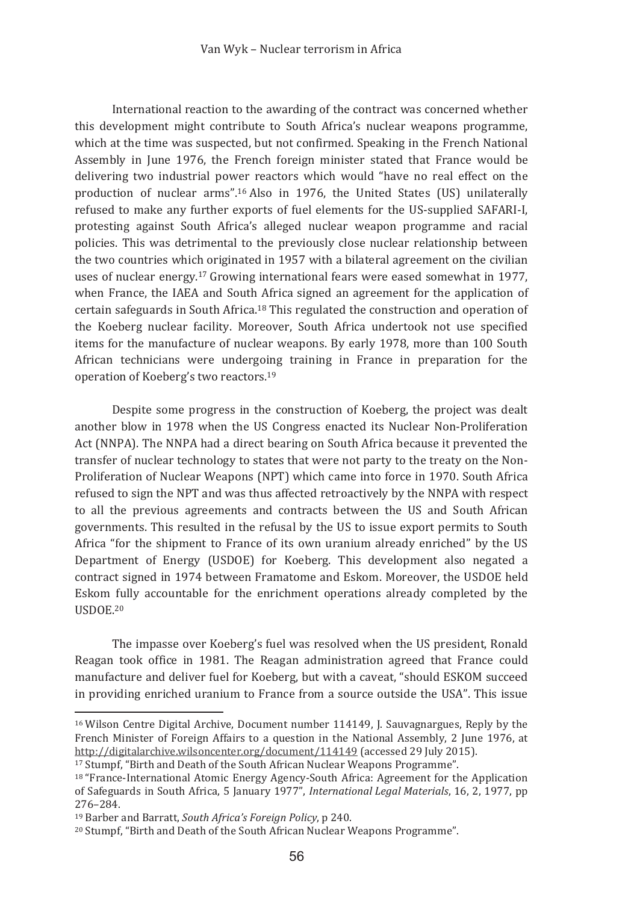International reaction to the awarding of the contract was concerned whether this development might contribute to South Africa's nuclear weapons programme, which at the time was suspected, but not confirmed. Speaking in the French National Assembly in June 1976, the French foreign minister stated that France would be delivering two industrial power reactors which would "have no real effect on the production of nuclear arms".[16] Also in 1976, the United States (US) unilaterally refused to make any further exports of fuel elements for the US-supplied SAFARI-I, protesting against South Africa's alleged nuclear weapon programme and racial policies. This was detrimental to the previously close nuclear relationship between the two countries which originated in 1957 with a bilateral agreement on the civilian uses of nuclear energy.[17] Growing international fears were eased somewhat in 1977, when France, the IAEA and South Africa signed an agreement for the application of certain safeguards in South Africa.[18] This regulated the construction and operation of the Koeberg nuclear facility. Moreover, South Africa undertook not use specified items for the manufacture of nuclear weapons. By early 1978, more than 100 South African technicians were undergoing training in France in preparation for the operation of Koeberg's two reactors.[19]

Despite some progress in the construction of Koeberg, the project was dealt another blow in 1978 when the US Congress enacted its Nuclear Non-Proliferation Act (NNPA). The NNPA had a direct bearing on South Africa because it prevented the transfer of nuclear technology to states that were not party to the treaty on the Non-Proliferation of Nuclear Weapons (NPT) which came into force in 1970. South Africa refused to sign the NPT and was thus affected retroactively by the NNPA with respect to all the previous agreements and contracts between the US and South African governments. This resulted in the refusal by the US to issue export permits to South Africa "for the shipment to France of its own uranium already enriched" by the US Department of Energy (USDOE) for Koeberg. This development also negated a contract signed in 1974 between Framatome and Eskom. Moreover, the USDOE held Eskom fully accountable for the enrichment operations already completed by the USDOE.[20]

The impasse over Koeberg's fuel was resolved when the US president, Ronald Reagan took office in 1981. The Reagan administration agreed that France could manufacture and deliver fuel for Koeberg, but with a caveat, "should ESKOM succeed in providing enriched uranium to France from a source outside the USA". This issue

---

[16] Wilson Centre Digital Archive, Document number 114149, J. Sauvagnargues, Reply by the French Minister of Foreign Affairs to a question in the National Assembly, 2 June 1976, at http://digitalarchive.wilsoncenter.org/document/114149 (accessed 29 July 2015).

[17] Stumpf, "Birth and Death of the South African Nuclear Weapons Programme".

[18] "France-International Atomic Energy Agency-South Africa: Agreement for the Application of Safeguards in South Africa, 5 January 1977", *International Legal Materials*, 16, 2, 1977, pp 276–284.

[19] Barber and Barratt, *South Africa's Foreign Policy*, p 240.

[20] Stumpf, "Birth and Death of the South African Nuclear Weapons Programme".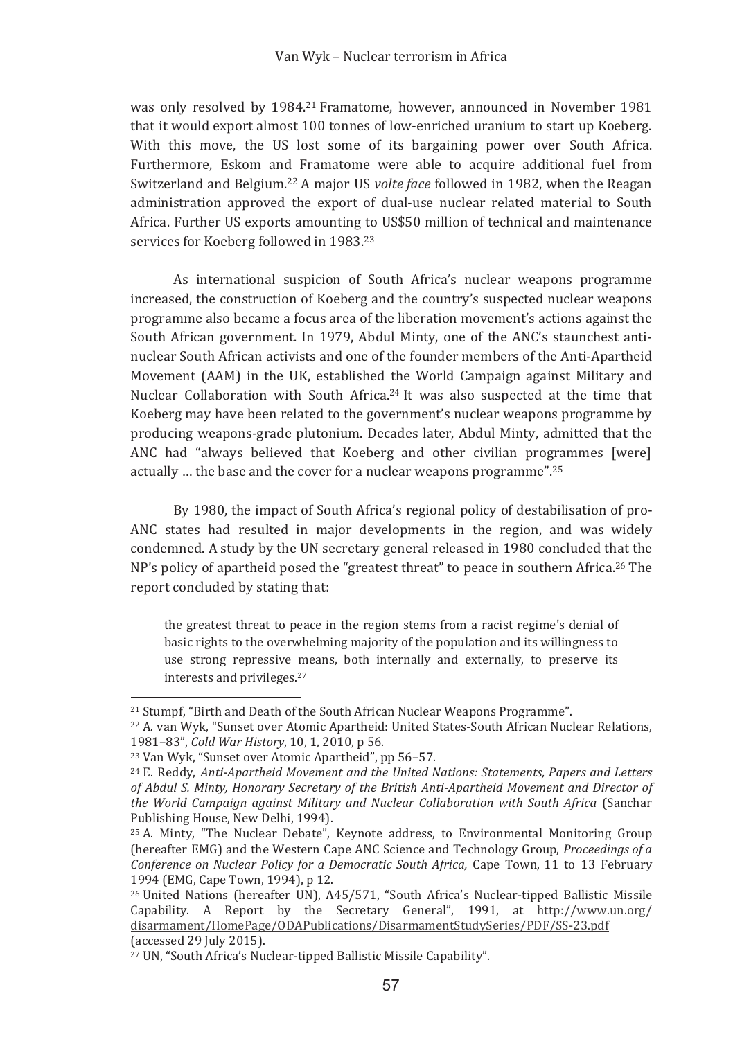was only resolved by 1984.[21] Framatome, however, announced in November 1981 that it would export almost 100 tonnes of low-enriched uranium to start up Koeberg. With this move, the US lost some of its bargaining power over South Africa. Furthermore, Eskom and Framatome were able to acquire additional fuel from Switzerland and Belgium.[22] A major US *volte face* followed in 1982, when the Reagan administration approved the export of dual-use nuclear related material to South Africa. Further US exports amounting to US$50 million of technical and maintenance services for Koeberg followed in 1983.[23]

As international suspicion of South Africa's nuclear weapons programme increased, the construction of Koeberg and the country's suspected nuclear weapons programme also became a focus area of the liberation movement's actions against the South African government. In 1979, Abdul Minty, one of the ANC's staunchest anti-nuclear South African activists and one of the founder members of the Anti-Apartheid Movement (AAM) in the UK, established the World Campaign against Military and Nuclear Collaboration with South Africa.[24] It was also suspected at the time that Koeberg may have been related to the government's nuclear weapons programme by producing weapons-grade plutonium. Decades later, Abdul Minty, admitted that the ANC had "always believed that Koeberg and other civilian programmes [were] actually … the base and the cover for a nuclear weapons programme".[25]

By 1980, the impact of South Africa's regional policy of destabilisation of pro-ANC states had resulted in major developments in the region, and was widely condemned. A study by the UN secretary general released in 1980 concluded that the NP's policy of apartheid posed the "greatest threat" to peace in southern Africa.[26] The report concluded by stating that:

> the greatest threat to peace in the region stems from a racist regime's denial of basic rights to the overwhelming majority of the population and its willingness to use strong repressive means, both internally and externally, to preserve its interests and privileges.[27]

---

[21] Stumpf, "Birth and Death of the South African Nuclear Weapons Programme".

[22] A. van Wyk, "Sunset over Atomic Apartheid: United States-South African Nuclear Relations, 1981–83", *Cold War History*, 10, 1, 2010, p 56.

[23] Van Wyk, "Sunset over Atomic Apartheid", pp 56–57.

[24] E. Reddy, *Anti-Apartheid Movement and the United Nations: Statements, Papers and Letters of Abdul S. Minty, Honorary Secretary of the British Anti-Apartheid Movement and Director of the World Campaign against Military and Nuclear Collaboration with South Africa* (Sanchar Publishing House, New Delhi, 1994).

[25] A. Minty, "The Nuclear Debate", Keynote address, to Environmental Monitoring Group (hereafter EMG) and the Western Cape ANC Science and Technology Group, *Proceedings of a Conference on Nuclear Policy for a Democratic South Africa,* Cape Town, 11 to 13 February 1994 (EMG, Cape Town, 1994), p 12.

[26] United Nations (hereafter UN), A45/571, "South Africa's Nuclear-tipped Ballistic Missile Capability. A Report by the Secretary General", 1991, at http://www.un.org/disarmament/HomePage/ODAPublications/DisarmamentStudySeries/PDF/SS-23.pdf (accessed 29 July 2015).

[27] UN, "South Africa's Nuclear-tipped Ballistic Missile Capability".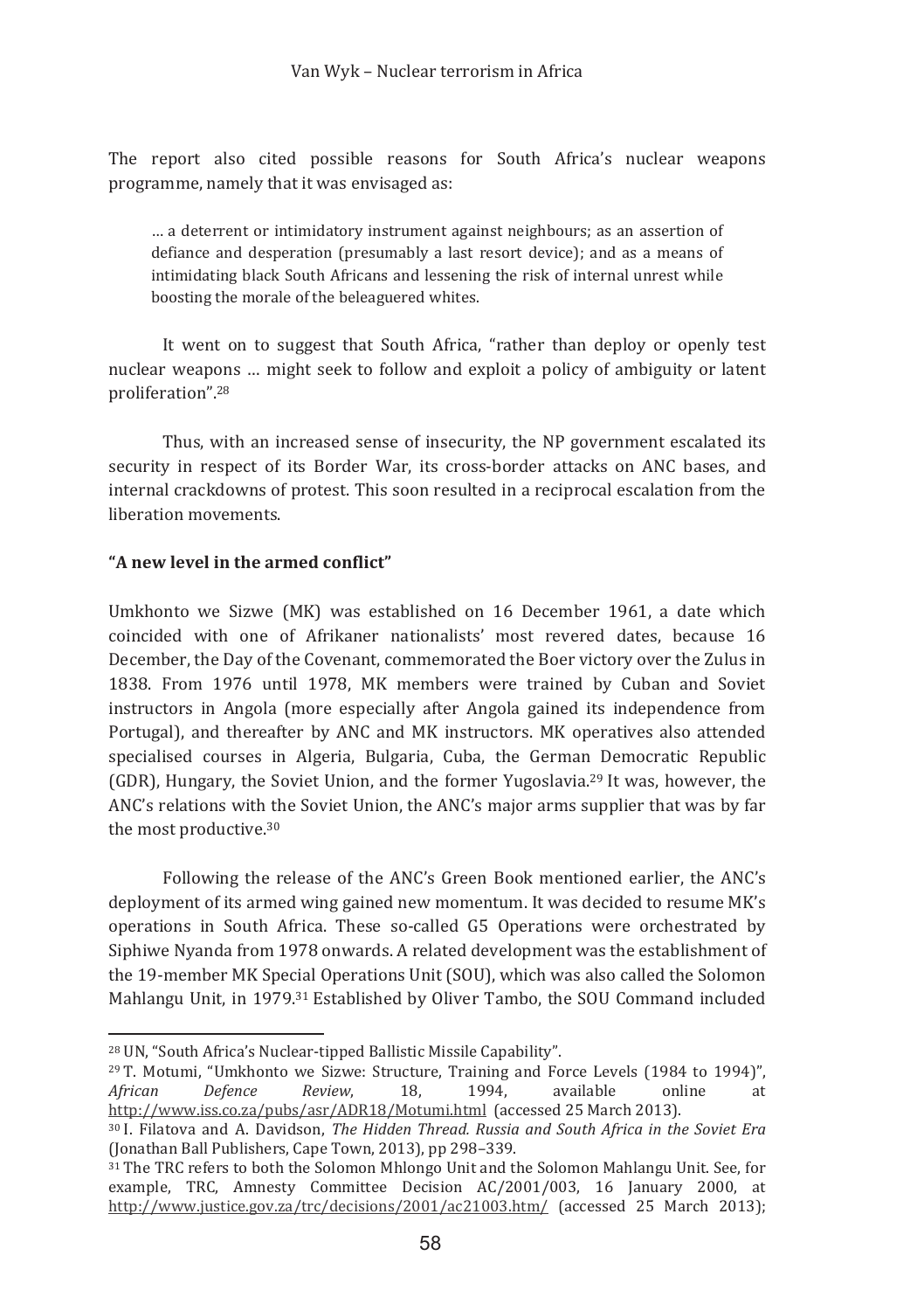The report also cited possible reasons for South Africa's nuclear weapons programme, namely that it was envisaged as:

> … a deterrent or intimidatory instrument against neighbours; as an assertion of defiance and desperation (presumably a last resort device); and as a means of intimidating black South Africans and lessening the risk of internal unrest while boosting the morale of the beleaguered whites.

It went on to suggest that South Africa, "rather than deploy or openly test nuclear weapons … might seek to follow and exploit a policy of ambiguity or latent proliferation".[28]

Thus, with an increased sense of insecurity, the NP government escalated its security in respect of its Border War, its cross-border attacks on ANC bases, and internal crackdowns of protest. This soon resulted in a reciprocal escalation from the liberation movements.

**"A new level in the armed conflict"**

Umkhonto we Sizwe (MK) was established on 16 December 1961, a date which coincided with one of Afrikaner nationalists' most revered dates, because 16 December, the Day of the Covenant, commemorated the Boer victory over the Zulus in 1838. From 1976 until 1978, MK members were trained by Cuban and Soviet instructors in Angola (more especially after Angola gained its independence from Portugal), and thereafter by ANC and MK instructors. MK operatives also attended specialised courses in Algeria, Bulgaria, Cuba, the German Democratic Republic (GDR), Hungary, the Soviet Union, and the former Yugoslavia.[29] It was, however, the ANC's relations with the Soviet Union, the ANC's major arms supplier that was by far the most productive.[30]

Following the release of the ANC's Green Book mentioned earlier, the ANC's deployment of its armed wing gained new momentum. It was decided to resume MK's operations in South Africa. These so-called G5 Operations were orchestrated by Siphiwe Nyanda from 1978 onwards. A related development was the establishment of the 19-member MK Special Operations Unit (SOU), which was also called the Solomon Mahlangu Unit, in 1979.[31] Established by Oliver Tambo, the SOU Command included

---

[28] UN, "South Africa's Nuclear-tipped Ballistic Missile Capability".

[29] T. Motumi, "Umkhonto we Sizwe: Structure, Training and Force Levels (1984 to 1994)", *African Defence Review*, 18, 1994, available online at http://www.iss.co.za/pubs/asr/ADR18/Motumi.html (accessed 25 March 2013).

[30] I. Filatova and A. Davidson, *The Hidden Thread. Russia and South Africa in the Soviet Era* (Jonathan Ball Publishers, Cape Town, 2013), pp 298–339.

[31] The TRC refers to both the Solomon Mhlongo Unit and the Solomon Mahlangu Unit. See, for example, TRC, Amnesty Committee Decision AC/2001/003, 16 January 2000, at http://www.justice.gov.za/trc/decisions/2001/ac21003.htm/ (accessed 25 March 2013);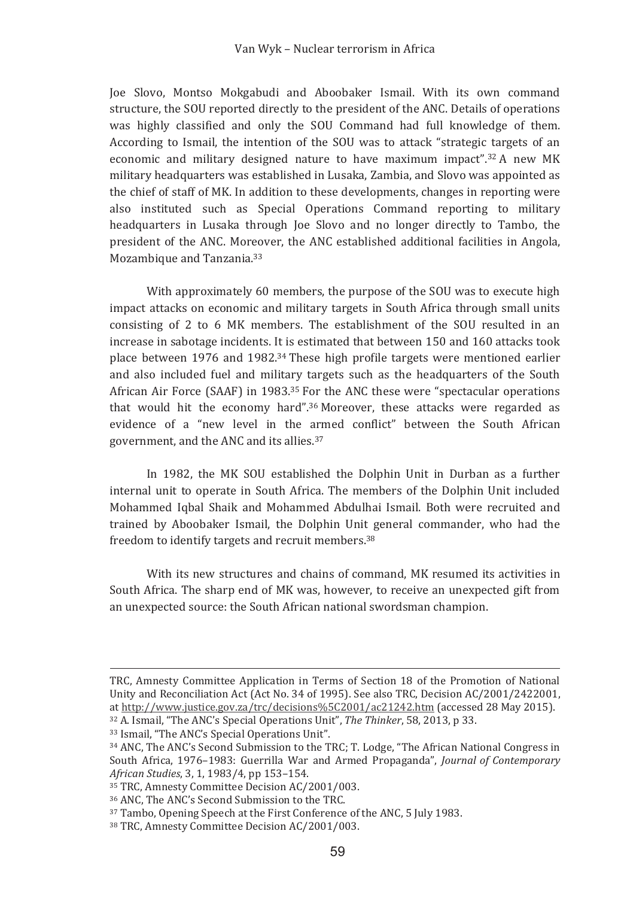Joe Slovo, Montso Mokgabudi and Aboobaker Ismail. With its own command structure, the SOU reported directly to the president of the ANC. Details of operations was highly classified and only the SOU Command had full knowledge of them. According to Ismail, the intention of the SOU was to attack "strategic targets of an economic and military designed nature to have maximum impact".[32] A new MK military headquarters was established in Lusaka, Zambia, and Slovo was appointed as the chief of staff of MK. In addition to these developments, changes in reporting were also instituted such as Special Operations Command reporting to military headquarters in Lusaka through Joe Slovo and no longer directly to Tambo, the president of the ANC. Moreover, the ANC established additional facilities in Angola, Mozambique and Tanzania.[33]

With approximately 60 members, the purpose of the SOU was to execute high impact attacks on economic and military targets in South Africa through small units consisting of 2 to 6 MK members. The establishment of the SOU resulted in an increase in sabotage incidents. It is estimated that between 150 and 160 attacks took place between 1976 and 1982.[34] These high profile targets were mentioned earlier and also included fuel and military targets such as the headquarters of the South African Air Force (SAAF) in 1983.[35] For the ANC these were "spectacular operations that would hit the economy hard".[36] Moreover, these attacks were regarded as evidence of a "new level in the armed conflict" between the South African government, and the ANC and its allies.[37]

In 1982, the MK SOU established the Dolphin Unit in Durban as a further internal unit to operate in South Africa. The members of the Dolphin Unit included Mohammed Iqbal Shaik and Mohammed Abdulhai Ismail. Both were recruited and trained by Aboobaker Ismail, the Dolphin Unit general commander, who had the freedom to identify targets and recruit members.[38]

With its new structures and chains of command, MK resumed its activities in South Africa. The sharp end of MK was, however, to receive an unexpected gift from an unexpected source: the South African national swordsman champion.

---

TRC, Amnesty Committee Application in Terms of Section 18 of the Promotion of National Unity and Reconciliation Act (Act No. 34 of 1995). See also TRC, Decision AC/2001/2422001, at http://www.justice.gov.za/trc/decisions%5C2001/ac21242.htm (accessed 28 May 2015).

[32] A. Ismail, "The ANC's Special Operations Unit", *The Thinker*, 58, 2013, p 33.

[33] Ismail, "The ANC's Special Operations Unit".

[34] ANC, The ANC's Second Submission to the TRC; T. Lodge, "The African National Congress in South Africa, 1976–1983: Guerrilla War and Armed Propaganda", *Journal of Contemporary African Studies*, 3, 1, 1983/4, pp 153–154.

[35] TRC, Amnesty Committee Decision AC/2001/003.

[36] ANC, The ANC's Second Submission to the TRC.

[37] Tambo, Opening Speech at the First Conference of the ANC, 5 July 1983.

[38] TRC, Amnesty Committee Decision AC/2001/003.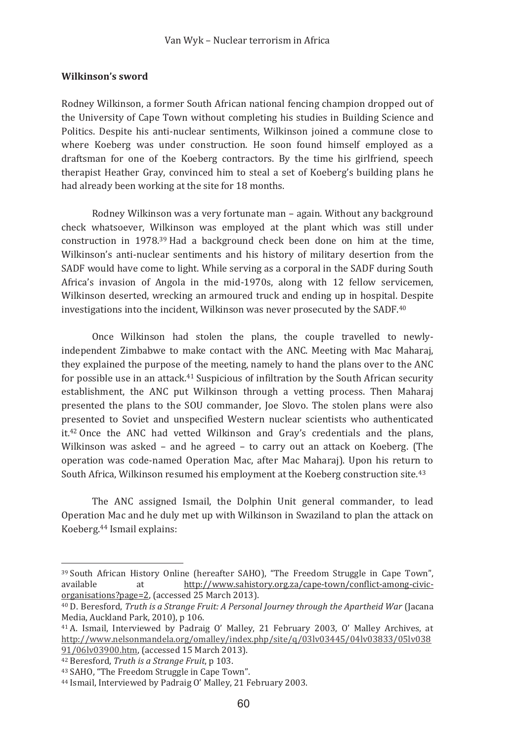**Wilkinson's sword**

Rodney Wilkinson, a former South African national fencing champion dropped out of the University of Cape Town without completing his studies in Building Science and Politics. Despite his anti-nuclear sentiments, Wilkinson joined a commune close to where Koeberg was under construction. He soon found himself employed as a draftsman for one of the Koeberg contractors. By the time his girlfriend, speech therapist Heather Gray, convinced him to steal a set of Koeberg's building plans he had already been working at the site for 18 months.

Rodney Wilkinson was a very fortunate man – again. Without any background check whatsoever, Wilkinson was employed at the plant which was still under construction in 1978.[39] Had a background check been done on him at the time, Wilkinson's anti-nuclear sentiments and his history of military desertion from the SADF would have come to light. While serving as a corporal in the SADF during South Africa's invasion of Angola in the mid-1970s, along with 12 fellow servicemen, Wilkinson deserted, wrecking an armoured truck and ending up in hospital. Despite investigations into the incident, Wilkinson was never prosecuted by the SADF.[40]

Once Wilkinson had stolen the plans, the couple travelled to newly-independent Zimbabwe to make contact with the ANC. Meeting with Mac Maharaj, they explained the purpose of the meeting, namely to hand the plans over to the ANC for possible use in an attack.[41] Suspicious of infiltration by the South African security establishment, the ANC put Wilkinson through a vetting process. Then Maharaj presented the plans to the SOU commander, Joe Slovo. The stolen plans were also presented to Soviet and unspecified Western nuclear scientists who authenticated it.[42] Once the ANC had vetted Wilkinson and Gray's credentials and the plans, Wilkinson was asked – and he agreed – to carry out an attack on Koeberg. (The operation was code-named Operation Mac, after Mac Maharaj). Upon his return to South Africa, Wilkinson resumed his employment at the Koeberg construction site.[43]

The ANC assigned Ismail, the Dolphin Unit general commander, to lead Operation Mac and he duly met up with Wilkinson in Swaziland to plan the attack on Koeberg.[44] Ismail explains:

---

[39] South African History Online (hereafter SAHO), "The Freedom Struggle in Cape Town", available at http://www.sahistory.org.za/cape-town/conflict-among-civic-organisations?page=2, (accessed 25 March 2013).

[40] D. Beresford, *Truth is a Strange Fruit: A Personal Journey through the Apartheid War* (Jacana Media, Auckland Park, 2010), p 106.

[41] A. Ismail, Interviewed by Padraig O' Malley, 21 February 2003, O' Malley Archives, at http://www.nelsonmandela.org/omalley/index.php/site/q/03lv03445/04lv03833/05lv03891/06lv03900.htm, (accessed 15 March 2013).

[42] Beresford, *Truth is a Strange Fruit*, p 103.

[43] SAHO, "The Freedom Struggle in Cape Town".

[44] Ismail, Interviewed by Padraig O' Malley, 21 February 2003.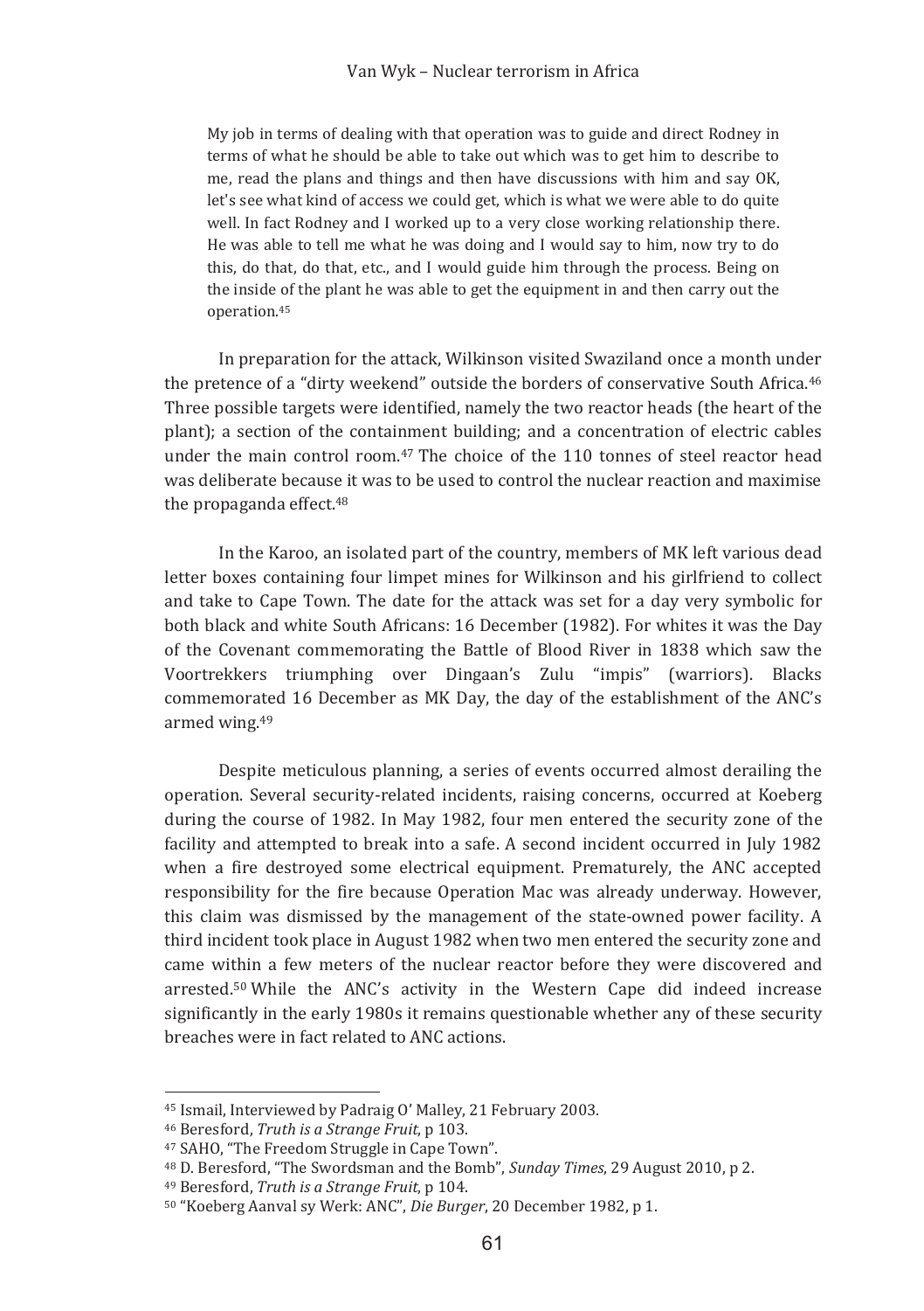> My job in terms of dealing with that operation was to guide and direct Rodney in terms of what he should be able to take out which was to get him to describe to me, read the plans and things and then have discussions with him and say OK, let's see what kind of access we could get, which is what we were able to do quite well. In fact Rodney and I worked up to a very close working relationship there. He was able to tell me what he was doing and I would say to him, now try to do this, do that, do that, etc., and I would guide him through the process. Being on the inside of the plant he was able to get the equipment in and then carry out the operation.[45]

In preparation for the attack, Wilkinson visited Swaziland once a month under the pretence of a "dirty weekend" outside the borders of conservative South Africa.[46] Three possible targets were identified, namely the two reactor heads (the heart of the plant); a section of the containment building; and a concentration of electric cables under the main control room.[47] The choice of the 110 tonnes of steel reactor head was deliberate because it was to be used to control the nuclear reaction and maximise the propaganda effect.[48]

In the Karoo, an isolated part of the country, members of MK left various dead letter boxes containing four limpet mines for Wilkinson and his girlfriend to collect and take to Cape Town. The date for the attack was set for a day very symbolic for both black and white South Africans: 16 December (1982). For whites it was the Day of the Covenant commemorating the Battle of Blood River in 1838 which saw the Voortrekkers triumphing over Dingaan's Zulu "impis" (warriors). Blacks commemorated 16 December as MK Day, the day of the establishment of the ANC's armed wing.[49]

Despite meticulous planning, a series of events occurred almost derailing the operation. Several security-related incidents, raising concerns, occurred at Koeberg during the course of 1982. In May 1982, four men entered the security zone of the facility and attempted to break into a safe. A second incident occurred in July 1982 when a fire destroyed some electrical equipment. Prematurely, the ANC accepted responsibility for the fire because Operation Mac was already underway. However, this claim was dismissed by the management of the state-owned power facility. A third incident took place in August 1982 when two men entered the security zone and came within a few meters of the nuclear reactor before they were discovered and arrested.[50] While the ANC's activity in the Western Cape did indeed increase significantly in the early 1980s it remains questionable whether any of these security breaches were in fact related to ANC actions.

---

[45] Ismail, Interviewed by Padraig O' Malley, 21 February 2003.

[46] Beresford, *Truth is a Strange Fruit*, p 103.

[47] SAHO, "The Freedom Struggle in Cape Town".

[48] D. Beresford, "The Swordsman and the Bomb", *Sunday Times*, 29 August 2010, p 2.

[49] Beresford, *Truth is a Strange Fruit*, p 104.

[50] "Koeberg Aanval sy Werk: ANC", *Die Burger*, 20 December 1982, p 1.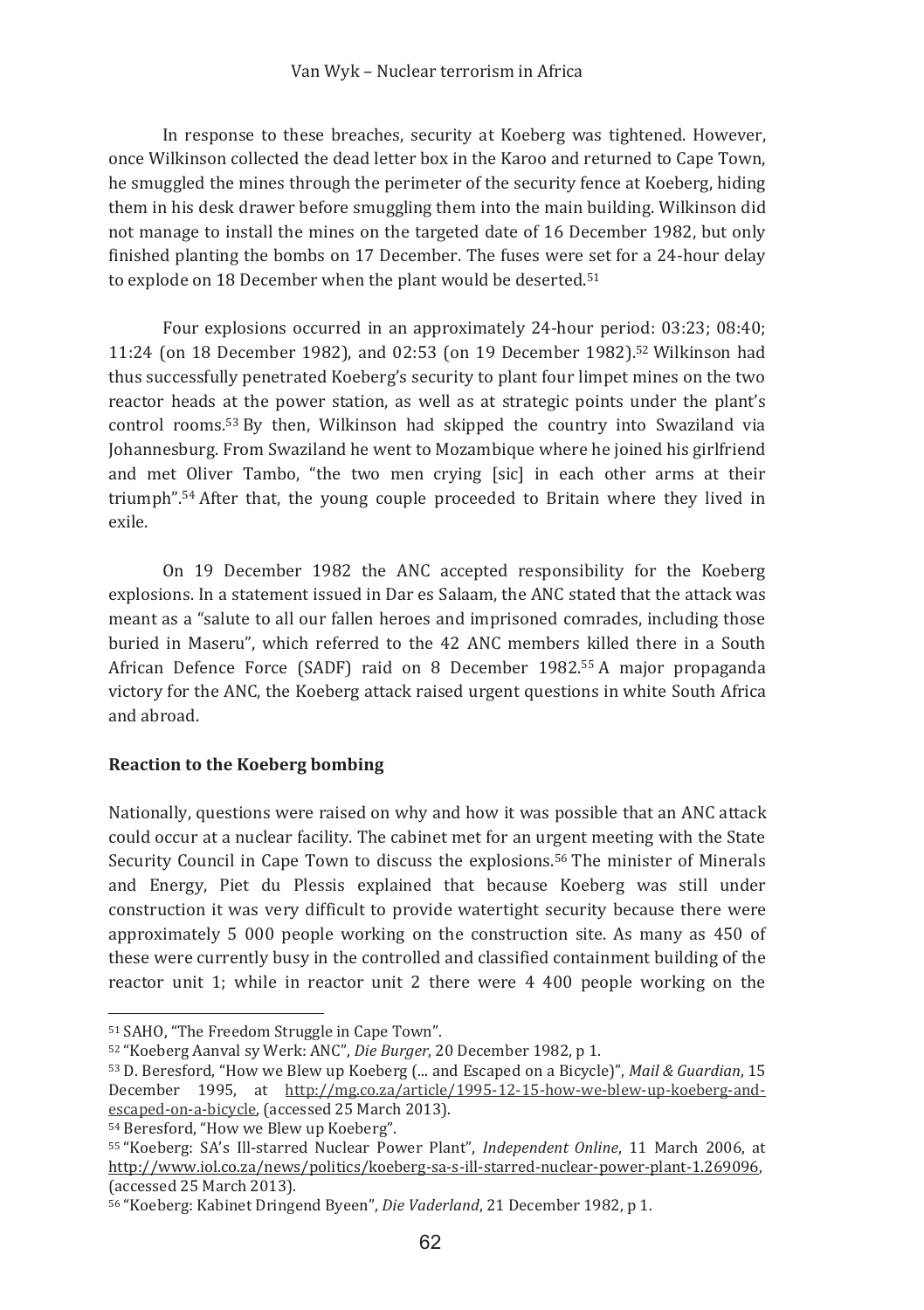In response to these breaches, security at Koeberg was tightened. However, once Wilkinson collected the dead letter box in the Karoo and returned to Cape Town, he smuggled the mines through the perimeter of the security fence at Koeberg, hiding them in his desk drawer before smuggling them into the main building. Wilkinson did not manage to install the mines on the targeted date of 16 December 1982, but only finished planting the bombs on 17 December. The fuses were set for a 24-hour delay to explode on 18 December when the plant would be deserted.[51]

Four explosions occurred in an approximately 24-hour period: 03:23; 08:40; 11:24 (on 18 December 1982), and 02:53 (on 19 December 1982).[52] Wilkinson had thus successfully penetrated Koeberg's security to plant four limpet mines on the two reactor heads at the power station, as well as at strategic points under the plant's control rooms.[53] By then, Wilkinson had skipped the country into Swaziland via Johannesburg. From Swaziland he went to Mozambique where he joined his girlfriend and met Oliver Tambo, "the two men crying [sic] in each other arms at their triumph".[54] After that, the young couple proceeded to Britain where they lived in exile.

On 19 December 1982 the ANC accepted responsibility for the Koeberg explosions. In a statement issued in Dar es Salaam, the ANC stated that the attack was meant as a "salute to all our fallen heroes and imprisoned comrades, including those buried in Maseru", which referred to the 42 ANC members killed there in a South African Defence Force (SADF) raid on 8 December 1982.[55] A major propaganda victory for the ANC, the Koeberg attack raised urgent questions in white South Africa and abroad.

**Reaction to the Koeberg bombing**

Nationally, questions were raised on why and how it was possible that an ANC attack could occur at a nuclear facility. The cabinet met for an urgent meeting with the State Security Council in Cape Town to discuss the explosions.[56] The minister of Minerals and Energy, Piet du Plessis explained that because Koeberg was still under construction it was very difficult to provide watertight security because there were approximately 5 000 people working on the construction site. As many as 450 of these were currently busy in the controlled and classified containment building of the reactor unit 1; while in reactor unit 2 there were 4 400 people working on the

---

[51] SAHO, "The Freedom Struggle in Cape Town".

[52] "Koeberg Aanval sy Werk: ANC", *Die Burger*, 20 December 1982, p 1.

[53] D. Beresford, "How we Blew up Koeberg (... and Escaped on a Bicycle)", *Mail & Guardian*, 15 December 1995, at http://mg.co.za/article/1995-12-15-how-we-blew-up-koeberg-and-escaped-on-a-bicycle, (accessed 25 March 2013).

[54] Beresford, "How we Blew up Koeberg".

[55] "Koeberg: SA's Ill-starred Nuclear Power Plant", *Independent Online*, 11 March 2006, at http://www.iol.co.za/news/politics/koeberg-sa-s-ill-starred-nuclear-power-plant-1.269096, (accessed 25 March 2013).

[56] "Koeberg: Kabinet Dringend Byeen", *Die Vaderland*, 21 December 1982, p 1.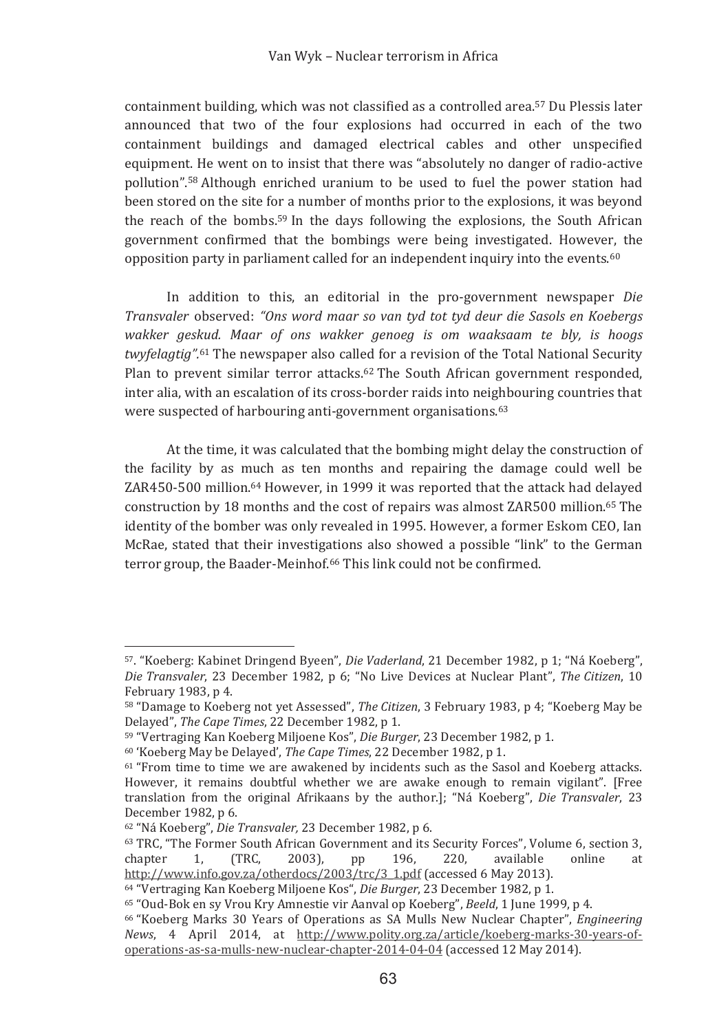containment building, which was not classified as a controlled area.[57] Du Plessis later announced that two of the four explosions had occurred in each of the two containment buildings and damaged electrical cables and other unspecified equipment. He went on to insist that there was "absolutely no danger of radio-active pollution".[58] Although enriched uranium to be used to fuel the power station had been stored on the site for a number of months prior to the explosions, it was beyond the reach of the bombs.[59] In the days following the explosions, the South African government confirmed that the bombings were being investigated. However, the opposition party in parliament called for an independent inquiry into the events.[60]

In addition to this, an editorial in the pro-government newspaper *Die Transvaler* observed: *"Ons word maar so van tyd tot tyd deur die Sasols en Koebergs wakker geskud. Maar of ons wakker genoeg is om waaksaam te bly, is hoogs twyfelagtig".*[61] The newspaper also called for a revision of the Total National Security Plan to prevent similar terror attacks.[62] The South African government responded, inter alia, with an escalation of its cross-border raids into neighbouring countries that were suspected of harbouring anti-government organisations.[63]

At the time, it was calculated that the bombing might delay the construction of the facility by as much as ten months and repairing the damage could well be ZAR450-500 million.[64] However, in 1999 it was reported that the attack had delayed construction by 18 months and the cost of repairs was almost ZAR500 million.[65] The identity of the bomber was only revealed in 1995. However, a former Eskom CEO, Ian McRae, stated that their investigations also showed a possible "link" to the German terror group, the Baader-Meinhof.[66] This link could not be confirmed.

---

[57]. "Koeberg: Kabinet Dringend Byeen", *Die Vaderland*, 21 December 1982, p 1; "Ná Koeberg", *Die Transvaler*, 23 December 1982, p 6; "No Live Devices at Nuclear Plant", *The Citizen*, 10 February 1983, p 4.

[58] "Damage to Koeberg not yet Assessed", *The Citizen*, 3 February 1983, p 4; "Koeberg May be Delayed", *The Cape Times*, 22 December 1982, p 1.

[59] "Vertraging Kan Koeberg Miljoene Kos", *Die Burger*, 23 December 1982, p 1.

[60] 'Koeberg May be Delayed', *The Cape Times*, 22 December 1982, p 1.

[61] "From time to time we are awakened by incidents such as the Sasol and Koeberg attacks. However, it remains doubtful whether we are awake enough to remain vigilant". [Free translation from the original Afrikaans by the author.]; "Ná Koeberg", *Die Transvaler*, 23 December 1982, p 6.

[62] "Ná Koeberg", *Die Transvaler,* 23 December 1982, p 6.

[63] TRC, "The Former South African Government and its Security Forces", Volume 6, section 3, chapter 1, (TRC, 2003), pp 196, 220, available online at http://www.info.gov.za/otherdocs/2003/trc/3_1.pdf (accessed 6 May 2013).

[64] "Vertraging Kan Koeberg Miljoene Kos", *Die Burger*, 23 December 1982, p 1.

[65] "Oud-Bok en sy Vrou Kry Amnestie vir Aanval op Koeberg", *Beeld*, 1 June 1999, p 4.

[66] "Koeberg Marks 30 Years of Operations as SA Mulls New Nuclear Chapter", *Engineering News*, 4 April 2014, at http://www.polity.org.za/article/koeberg-marks-30-years-of-operations-as-sa-mulls-new-nuclear-chapter-2014-04-04 (accessed 12 May 2014).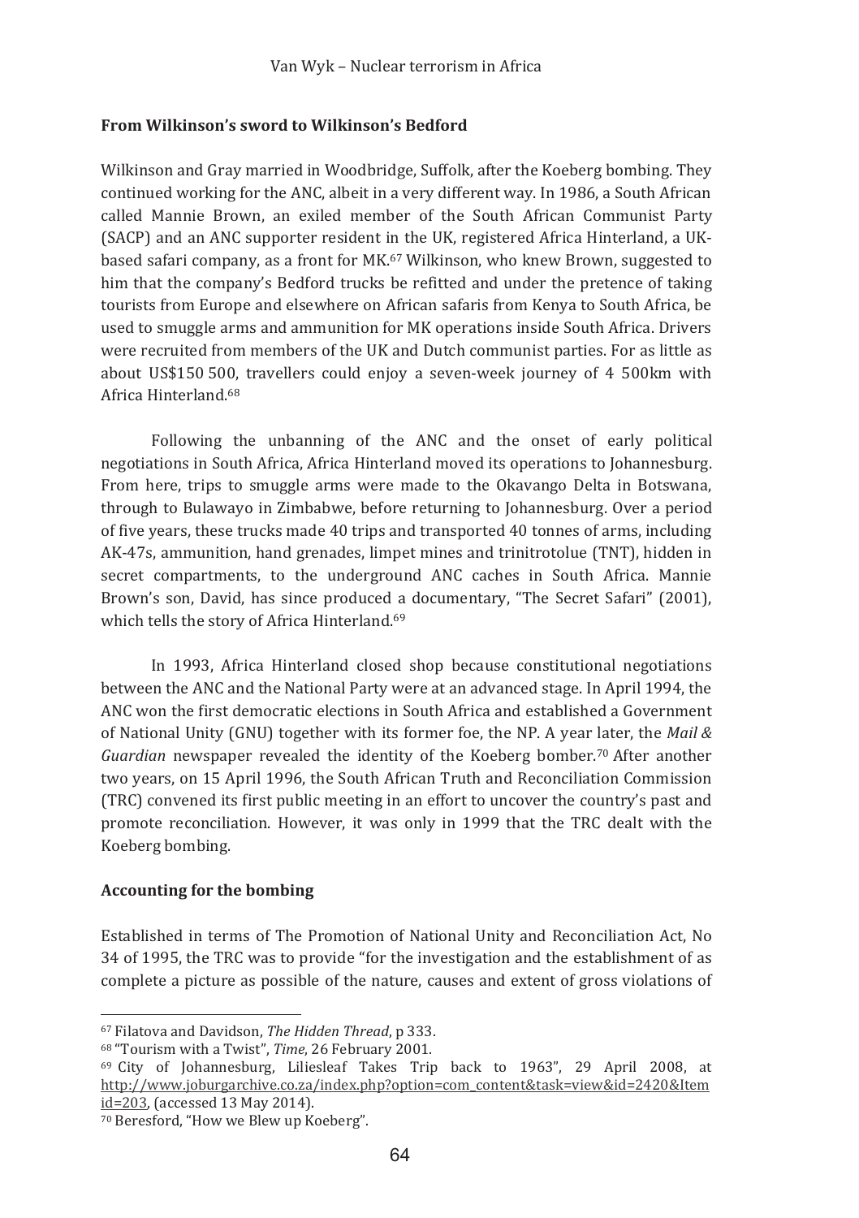### From Wilkinson's sword to Wilkinson's Bedford

Wilkinson and Gray married in Woodbridge, Suffolk, after the Koeberg bombing. They continued working for the ANC, albeit in a very different way. In 1986, a South African called Mannie Brown, an exiled member of the South African Communist Party (SACP) and an ANC supporter resident in the UK, registered Africa Hinterland, a UK-based safari company, as a front for MK.[67] Wilkinson, who knew Brown, suggested to him that the company's Bedford trucks be refitted and under the pretence of taking tourists from Europe and elsewhere on African safaris from Kenya to South Africa, be used to smuggle arms and ammunition for MK operations inside South Africa. Drivers were recruited from members of the UK and Dutch communist parties. For as little as about US$150 500, travellers could enjoy a seven-week journey of 4 500km with Africa Hinterland.[68]

Following the unbanning of the ANC and the onset of early political negotiations in South Africa, Africa Hinterland moved its operations to Johannesburg. From here, trips to smuggle arms were made to the Okavango Delta in Botswana, through to Bulawayo in Zimbabwe, before returning to Johannesburg. Over a period of five years, these trucks made 40 trips and transported 40 tonnes of arms, including AK-47s, ammunition, hand grenades, limpet mines and trinitrotolue (TNT), hidden in secret compartments, to the underground ANC caches in South Africa. Mannie Brown's son, David, has since produced a documentary, "The Secret Safari" (2001), which tells the story of Africa Hinterland.[69]

In 1993, Africa Hinterland closed shop because constitutional negotiations between the ANC and the National Party were at an advanced stage. In April 1994, the ANC won the first democratic elections in South Africa and established a Government of National Unity (GNU) together with its former foe, the NP. A year later, the *Mail & Guardian* newspaper revealed the identity of the Koeberg bomber.[70] After another two years, on 15 April 1996, the South African Truth and Reconciliation Commission (TRC) convened its first public meeting in an effort to uncover the country's past and promote reconciliation. However, it was only in 1999 that the TRC dealt with the Koeberg bombing.

### Accounting for the bombing

Established in terms of The Promotion of National Unity and Reconciliation Act, No 34 of 1995, the TRC was to provide "for the investigation and the establishment of as complete a picture as possible of the nature, causes and extent of gross violations of

---

[67] Filatova and Davidson, *The Hidden Thread*, p 333.

[68] "Tourism with a Twist", *Time*, 26 February 2001.

[69] City of Johannesburg, Liliesleaf Takes Trip back to 1963", 29 April 2008, at http://www.joburgarchive.co.za/index.php?option=com_content&task=view&id=2420&Itemid=203, (accessed 13 May 2014).

[70] Beresford, "How we Blew up Koeberg".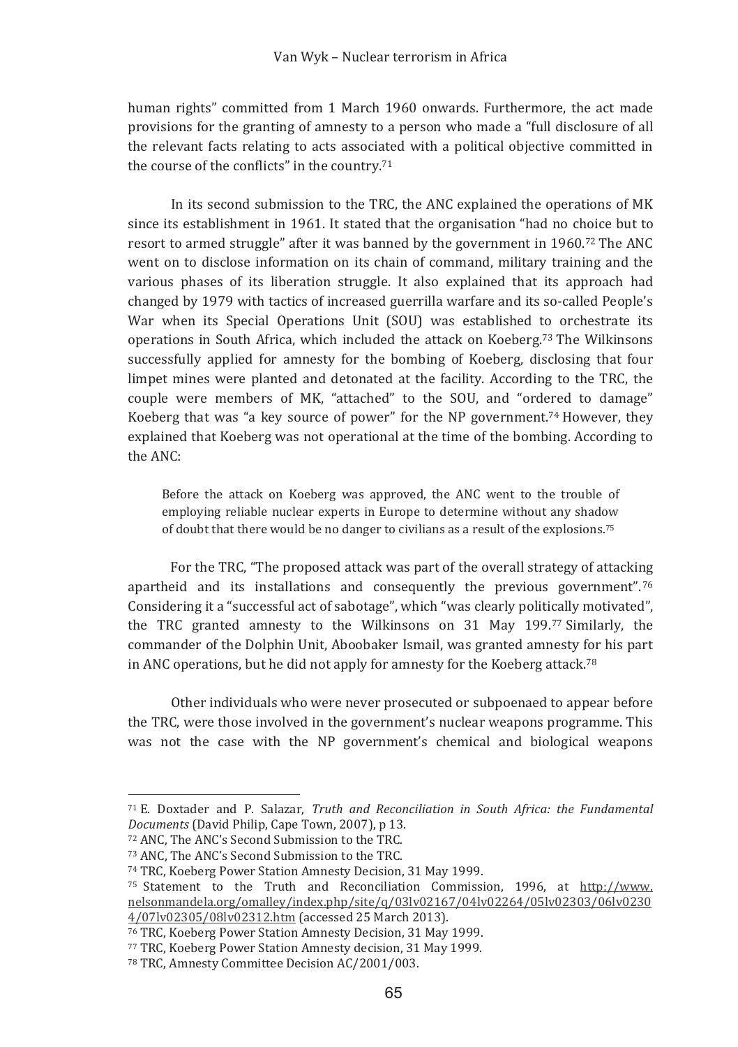human rights" committed from 1 March 1960 onwards. Furthermore, the act made provisions for the granting of amnesty to a person who made a "full disclosure of all the relevant facts relating to acts associated with a political objective committed in the course of the conflicts" in the country.[71]

In its second submission to the TRC, the ANC explained the operations of MK since its establishment in 1961. It stated that the organisation "had no choice but to resort to armed struggle" after it was banned by the government in 1960.[72] The ANC went on to disclose information on its chain of command, military training and the various phases of its liberation struggle. It also explained that its approach had changed by 1979 with tactics of increased guerrilla warfare and its so-called People's War when its Special Operations Unit (SOU) was established to orchestrate its operations in South Africa, which included the attack on Koeberg.[73] The Wilkinsons successfully applied for amnesty for the bombing of Koeberg, disclosing that four limpet mines were planted and detonated at the facility. According to the TRC, the couple were members of MK, "attached" to the SOU, and "ordered to damage" Koeberg that was "a key source of power" for the NP government.[74] However, they explained that Koeberg was not operational at the time of the bombing. According to the ANC:

> Before the attack on Koeberg was approved, the ANC went to the trouble of employing reliable nuclear experts in Europe to determine without any shadow of doubt that there would be no danger to civilians as a result of the explosions.[75]

For the TRC, "The proposed attack was part of the overall strategy of attacking apartheid and its installations and consequently the previous government".[76] Considering it a "successful act of sabotage", which "was clearly politically motivated", the TRC granted amnesty to the Wilkinsons on 31 May 199.[77] Similarly, the commander of the Dolphin Unit, Aboobaker Ismail, was granted amnesty for his part in ANC operations, but he did not apply for amnesty for the Koeberg attack.[78]

Other individuals who were never prosecuted or subpoenaed to appear before the TRC, were those involved in the government's nuclear weapons programme. This was not the case with the NP government's chemical and biological weapons

---

[71] E. Doxtader and P. Salazar, *Truth and Reconciliation in South Africa: the Fundamental Documents* (David Philip, Cape Town, 2007), p 13.

[72] ANC, The ANC's Second Submission to the TRC.

[73] ANC, The ANC's Second Submission to the TRC.

[74] TRC, Koeberg Power Station Amnesty Decision, 31 May 1999.

[75] Statement to the Truth and Reconciliation Commission, 1996, at http://www.nelsonmandela.org/omalley/index.php/site/q/03lv02167/04lv02264/05lv02303/06lv02304/07lv02305/08lv02312.htm (accessed 25 March 2013).

[76] TRC, Koeberg Power Station Amnesty Decision, 31 May 1999.

[77] TRC, Koeberg Power Station Amnesty decision, 31 May 1999.

[78] TRC, Amnesty Committee Decision AC/2001/003.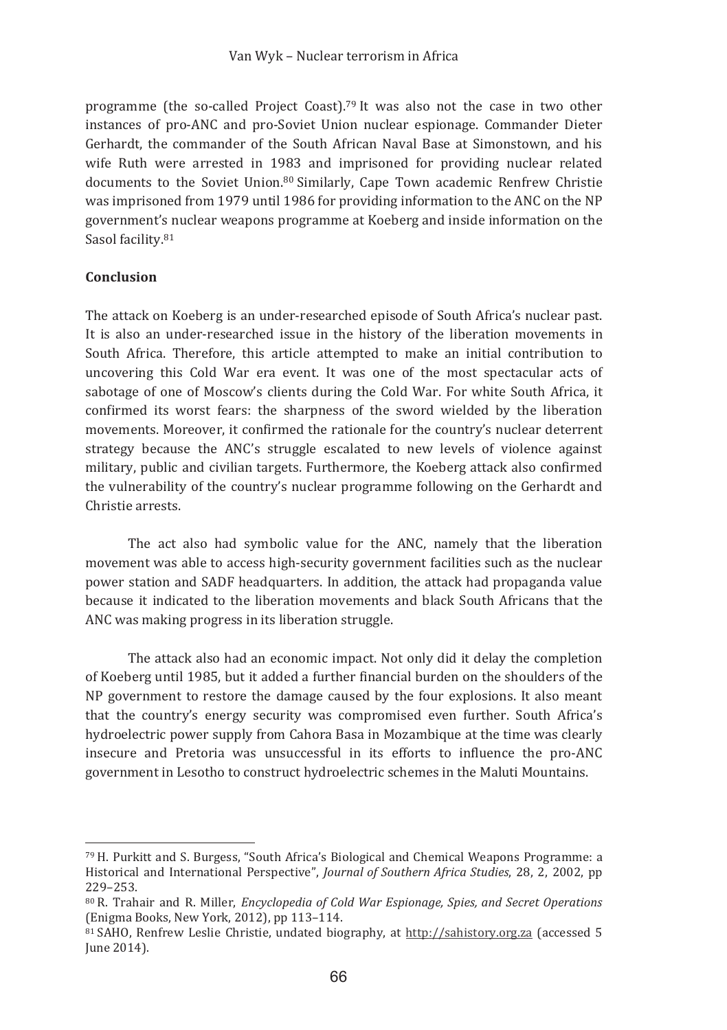programme (the so-called Project Coast).[79] It was also not the case in two other instances of pro-ANC and pro-Soviet Union nuclear espionage. Commander Dieter Gerhardt, the commander of the South African Naval Base at Simonstown, and his wife Ruth were arrested in 1983 and imprisoned for providing nuclear related documents to the Soviet Union.[80] Similarly, Cape Town academic Renfrew Christie was imprisoned from 1979 until 1986 for providing information to the ANC on the NP government's nuclear weapons programme at Koeberg and inside information on the Sasol facility.[81]

## Conclusion

The attack on Koeberg is an under-researched episode of South Africa's nuclear past. It is also an under-researched issue in the history of the liberation movements in South Africa. Therefore, this article attempted to make an initial contribution to uncovering this Cold War era event. It was one of the most spectacular acts of sabotage of one of Moscow's clients during the Cold War. For white South Africa, it confirmed its worst fears: the sharpness of the sword wielded by the liberation movements. Moreover, it confirmed the rationale for the country's nuclear deterrent strategy because the ANC's struggle escalated to new levels of violence against military, public and civilian targets. Furthermore, the Koeberg attack also confirmed the vulnerability of the country's nuclear programme following on the Gerhardt and Christie arrests.

The act also had symbolic value for the ANC, namely that the liberation movement was able to access high-security government facilities such as the nuclear power station and SADF headquarters. In addition, the attack had propaganda value because it indicated to the liberation movements and black South Africans that the ANC was making progress in its liberation struggle.

The attack also had an economic impact. Not only did it delay the completion of Koeberg until 1985, but it added a further financial burden on the shoulders of the NP government to restore the damage caused by the four explosions. It also meant that the country's energy security was compromised even further. South Africa's hydroelectric power supply from Cahora Basa in Mozambique at the time was clearly insecure and Pretoria was unsuccessful in its efforts to influence the pro-ANC government in Lesotho to construct hydroelectric schemes in the Maluti Mountains.

---

[79] H. Purkitt and S. Burgess, "South Africa's Biological and Chemical Weapons Programme: a Historical and International Perspective", *Journal of Southern Africa Studies*, 28, 2, 2002, pp 229–253.

[80] R. Trahair and R. Miller, *Encyclopedia of Cold War Espionage, Spies, and Secret Operations* (Enigma Books, New York, 2012), pp 113–114.

[81] SAHO, Renfrew Leslie Christie, undated biography, at http://sahistory.org.za (accessed 5 June 2014).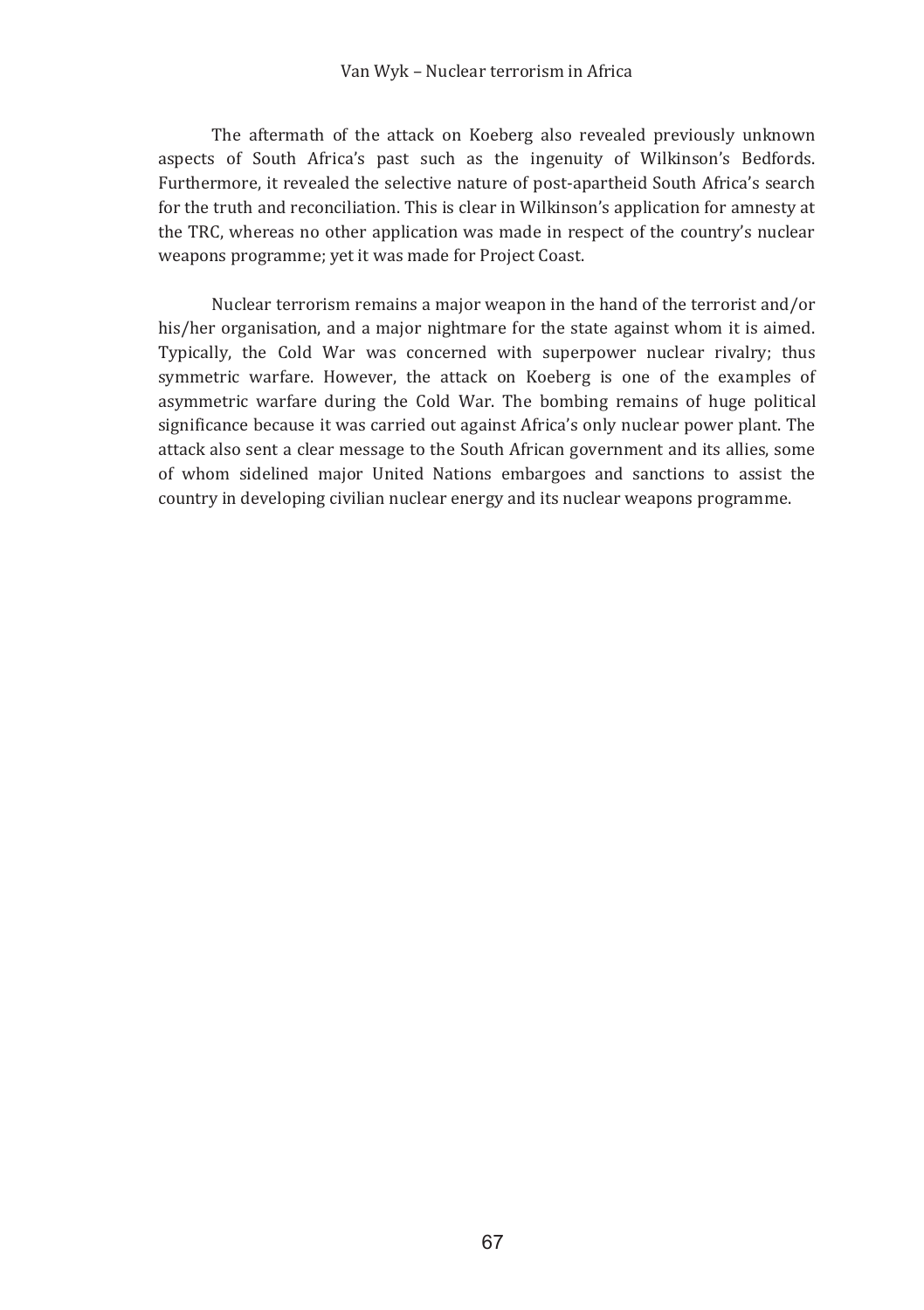The aftermath of the attack on Koeberg also revealed previously unknown aspects of South Africa's past such as the ingenuity of Wilkinson's Bedfords. Furthermore, it revealed the selective nature of post-apartheid South Africa's search for the truth and reconciliation. This is clear in Wilkinson's application for amnesty at the TRC, whereas no other application was made in respect of the country's nuclear weapons programme; yet it was made for Project Coast.

Nuclear terrorism remains a major weapon in the hand of the terrorist and/or his/her organisation, and a major nightmare for the state against whom it is aimed. Typically, the Cold War was concerned with superpower nuclear rivalry; thus symmetric warfare. However, the attack on Koeberg is one of the examples of asymmetric warfare during the Cold War. The bombing remains of huge political significance because it was carried out against Africa's only nuclear power plant. The attack also sent a clear message to the South African government and its allies, some of whom sidelined major United Nations embargoes and sanctions to assist the country in developing civilian nuclear energy and its nuclear weapons programme.